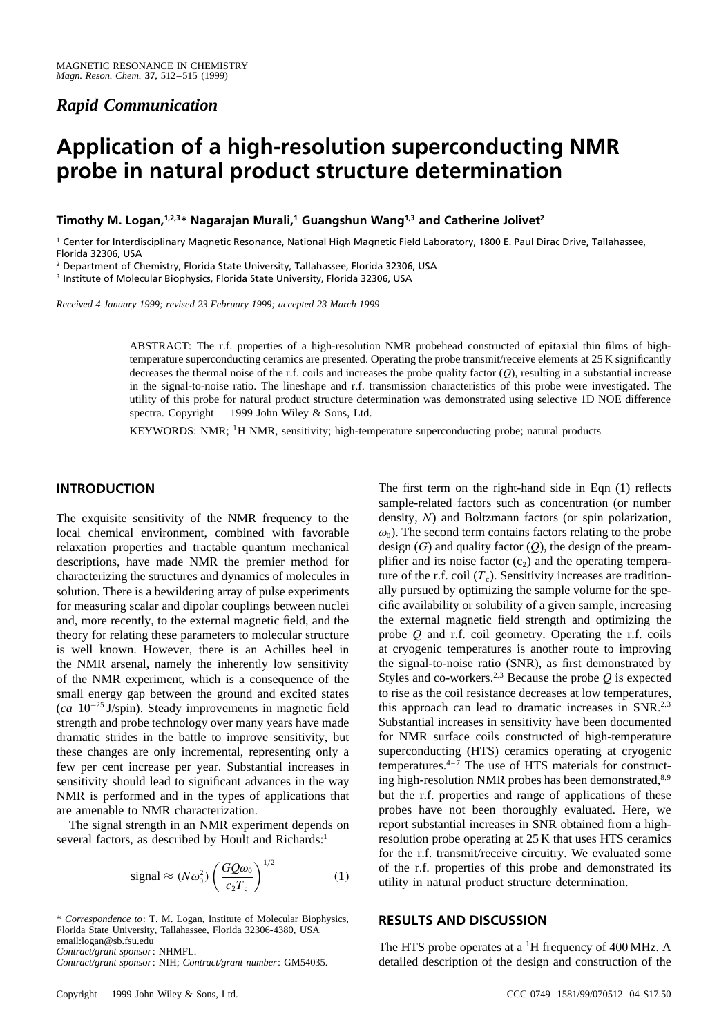*Rapid Communication*

# Application of a high-resolution superconducting NMR probe in natural product structure determination

**Timothy M. Logan,[1,2,3]* Nagarajan Murali,[1] Guangshun Wang[1,3] and Catherine Jolivet[2]**

[1] Center for Interdisciplinary Magnetic Resonance, National High Magnetic Field Laboratory, 1800 E. Paul Dirac Drive, Tallahassee, Florida 32306, USA

[2] Department of Chemistry, Florida State University, Tallahassee, Florida 32306, USA

[3] Institute of Molecular Biophysics, Florida State University, Florida 32306, USA

*Received 4 January 1999; revised 23 February 1999; accepted 23 March 1999*

ABSTRACT: The r.f. properties of a high-resolution NMR probehead constructed of epitaxial thin films of high-temperature superconducting ceramics are presented. Operating the probe transmit/receive elements at 25 K significantly decreases the thermal noise of the r.f. coils and increases the probe quality factor ($Q$), resulting in a substantial increase in the signal-to-noise ratio. The lineshape and r.f. transmission characteristics of this probe were investigated. The utility of this probe for natural product structure determination was demonstrated using selective 1D NOE difference spectra. Copyright © 1999 John Wiley & Sons, Ltd.

KEYWORDS: NMR; $^{1}$H NMR, sensitivity; high-temperature superconducting probe; natural products

## INTRODUCTION

The exquisite sensitivity of the NMR frequency to the local chemical environment, combined with favorable relaxation properties and tractable quantum mechanical descriptions, have made NMR the premier method for characterizing the structures and dynamics of molecules in solution. There is a bewildering array of pulse experiments for measuring scalar and dipolar couplings between nuclei and, more recently, to the external magnetic field, and the theory for relating these parameters to molecular structure is well known. However, there is an Achilles heel in the NMR arsenal, namely the inherently low sensitivity of the NMR experiment, which is a consequence of the small energy gap between the ground and excited states (*ca* $10^{-25}$ J/spin). Steady improvements in magnetic field strength and probe technology over many years have made dramatic strides in the battle to improve sensitivity, but these changes are only incremental, representing only a few per cent increase per year. Substantial increases in sensitivity should lead to significant advances in the way NMR is performed and in the types of applications that are amenable to NMR characterization.

The signal strength in an NMR experiment depends on several factors, as described by Hoult and Richards:[1]

$$\text{signal} \approx (N\omega_0^2)\left(\frac{GQ\omega_0}{c_2 T_c}\right)^{1/2} \qquad (1)$$

The first term on the right-hand side in Eqn (1) reflects sample-related factors such as concentration (or number density, $N$) and Boltzmann factors (or spin polarization, $\omega_0$). The second term contains factors relating to the probe design ($G$) and quality factor ($Q$), the design of the preamplifier and its noise factor ($c_2$) and the operating temperature of the r.f. coil ($T_c$). Sensitivity increases are traditionally pursued by optimizing the sample volume for the specific availability or solubility of a given sample, increasing the external magnetic field strength and optimizing the probe $Q$ and r.f. coil geometry. Operating the r.f. coils at cryogenic temperatures is another route to improving the signal-to-noise ratio (SNR), as first demonstrated by Styles and co-workers.[2,3] Because the probe $Q$ is expected to rise as the coil resistance decreases at low temperatures, this approach can lead to dramatic increases in SNR.[2,3] Substantial increases in sensitivity have been documented for NMR surface coils constructed of high-temperature superconducting (HTS) ceramics operating at cryogenic temperatures.[4–7] The use of HTS materials for constructing high-resolution NMR probes has been demonstrated,[8,9] but the r.f. properties and range of applications of these probes have not been thoroughly evaluated. Here, we report substantial increases in SNR obtained from a high-resolution probe operating at 25 K that uses HTS ceramics for the r.f. transmit/receive circuitry. We evaluated some of the r.f. properties of this probe and demonstrated its utility in natural product structure determination.

## RESULTS AND DISCUSSION

The HTS probe operates at a $^{1}$H frequency of 400 MHz. A detailed description of the design and construction of the

\* *Correspondence to*: T. M. Logan, Institute of Molecular Biophysics, Florida State University, Tallahassee, Florida 32306-4380, USA email:logan@sb.fsu.edu

*Contract/grant sponsor*: NHMFL.

*Contract/grant sponsor*: NIH; *Contract/grant number*: GM54035.

Copyright © 1999 John Wiley & Sons, Ltd. CCC 0749–1581/99/070512–04 $17.50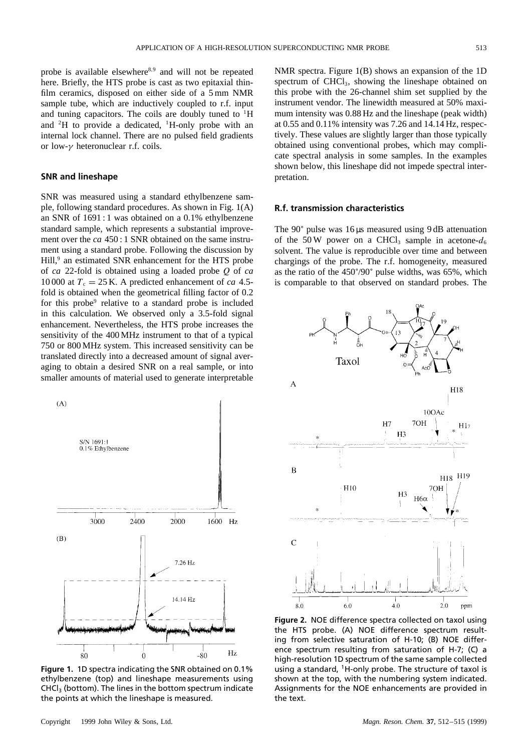probe is available elsewhere[8,9] and will not be repeated here. Briefly, the HTS probe is cast as two epitaxial thin-film ceramics, disposed on either side of a 5 mm NMR sample tube, which are inductively coupled to r.f. input and tuning capacitors. The coils are doubly tuned to $^1$H and $^2$H to provide a dedicated, $^1$H-only probe with an internal lock channel. There are no pulsed field gradients or low-$\gamma$ heteronuclear r.f. coils.

## SNR and lineshape

SNR was measured using a standard ethylbenzene sample, following standard procedures. As shown in Fig. 1(A) an SNR of 1691 : 1 was obtained on a 0.1% ethylbenzene standard sample, which represents a substantial improvement over the *ca* 450 : 1 SNR obtained on the same instrument using a standard probe. Following the discussion by Hill,[9] an estimated SNR enhancement for the HTS probe of *ca* 22-fold is obtained using a loaded probe $Q$ of *ca* 10 000 at $T_c = 25$ K. A predicted enhancement of *ca* 4.5-fold is obtained when the geometrical filling factor of 0.2 for this probe[9] relative to a standard probe is included in this calculation. We observed only a 3.5-fold signal enhancement. Nevertheless, the HTS probe increases the sensitivity of the 400 MHz instrument to that of a typical 750 or 800 MHz system. This increased sensitivity can be translated directly into a decreased amount of signal averaging to obtain a desired SNR on a real sample, or into smaller amounts of material used to generate interpretable NMR spectra. Figure 1(B) shows an expansion of the 1D spectrum of $CHCl_3$, showing the lineshape obtained on this probe with the 26-channel shim set supplied by the instrument vendor. The linewidth measured at 50% maximum intensity was 0.88 Hz and the lineshape (peak width) at 0.55 and 0.11% intensity was 7.26 and 14.14 Hz, respectively. These values are slightly larger than those typically obtained using conventional probes, which may complicate spectral analysis in some samples. In the examples shown below, this lineshape did not impede spectral interpretation.

**Figure 1.** 1D spectra indicating the SNR obtained on 0.1% ethylbenzene (top) and lineshape measurements using $CHCl_3$ (bottom). The lines in the bottom spectrum indicate the points at which the lineshape is measured.

## R.f. transmission characteristics

The 90° pulse was 16 μs measured using 9 dB attenuation of the 50 W power on a $CHCl_3$ sample in acetone-$d_6$ solvent. The value is reproducible over time and between chargings of the probe. The r.f. homogeneity, measured as the ratio of the 450°/90° pulse widths, was 65%, which is comparable to that observed on standard probes. The

**Figure 2.** NOE difference spectra collected on taxol using the HTS probe. (A) NOE difference spectrum resulting from selective saturation of H-10; (B) NOE difference spectrum resulting from saturation of H-7; (C) a high-resolution 1D spectrum of the same sample collected using a standard, $^1$H-only probe. The structure of taxol is shown at the top, with the numbering system indicated. Assignments for the NOE enhancements are provided in the text.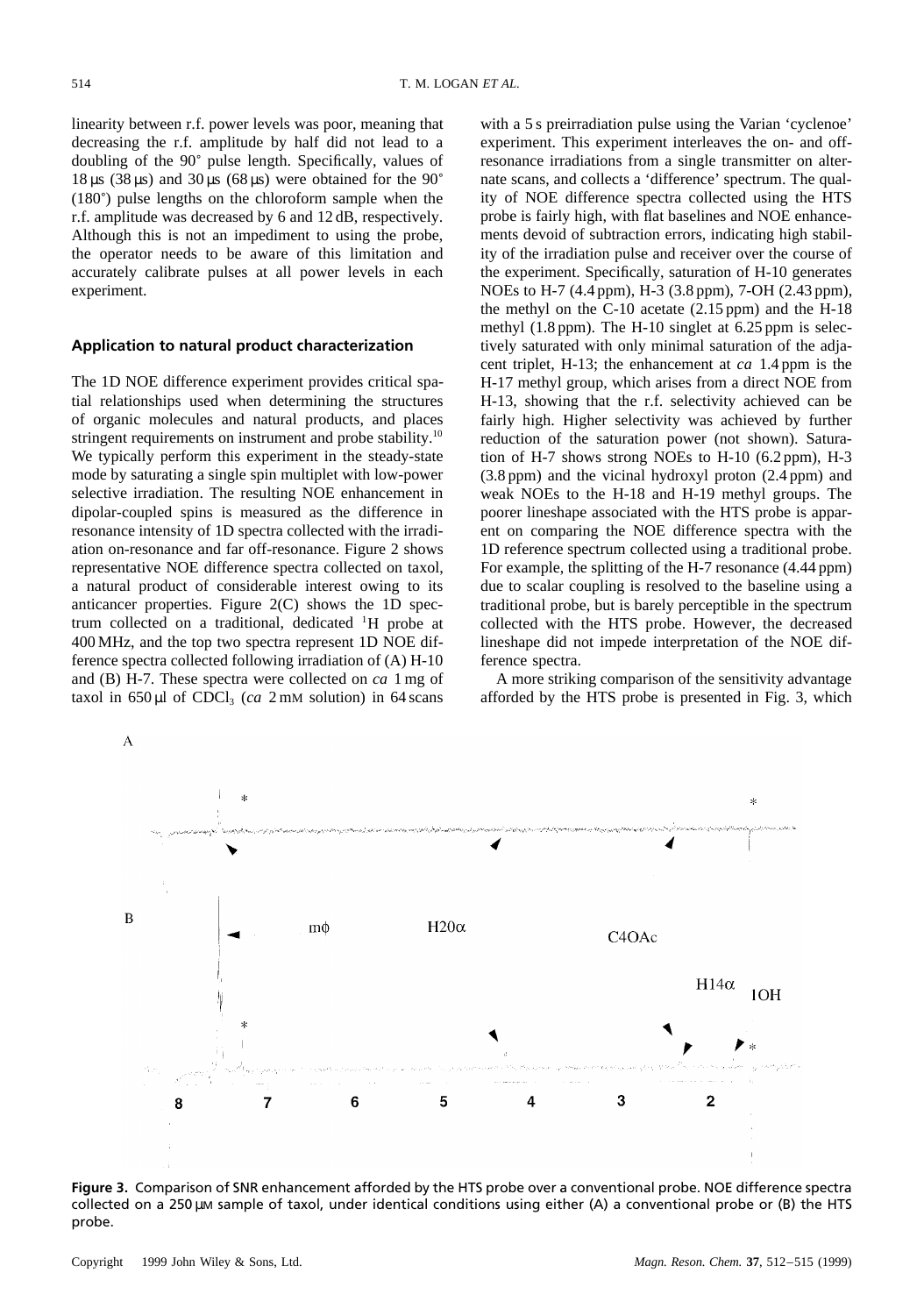linearity between r.f. power levels was poor, meaning that decreasing the r.f. amplitude by half did not lead to a doubling of the 90° pulse length. Specifically, values of 18 μs (38 μs) and 30 μs (68 μs) were obtained for the 90° (180°) pulse lengths on the chloroform sample when the r.f. amplitude was decreased by 6 and 12 dB, respectively. Although this is not an impediment to using the probe, the operator needs to be aware of this limitation and accurately calibrate pulses at all power levels in each experiment.

### Application to natural product characterization

The 1D NOE difference experiment provides critical spatial relationships used when determining the structures of organic molecules and natural products, and places stringent requirements on instrument and probe stability.[10] We typically perform this experiment in the steady-state mode by saturating a single spin multiplet with low-power selective irradiation. The resulting NOE enhancement in dipolar-coupled spins is measured as the difference in resonance intensity of 1D spectra collected with the irradiation on-resonance and far off-resonance. Figure 2 shows representative NOE difference spectra collected on taxol, a natural product of considerable interest owing to its anticancer properties. Figure 2(C) shows the 1D spectrum collected on a traditional, dedicated $^{1}$H probe at 400 MHz, and the top two spectra represent 1D NOE difference spectra collected following irradiation of (A) H-10 and (B) H-7. These spectra were collected on *ca* 1 mg of taxol in 650 μl of $CDCl_3$ (*ca* 2 mM solution) in 64 scans with a 5 s preirradiation pulse using the Varian 'cyclenoe' experiment. This experiment interleaves the on- and off-resonance irradiations from a single transmitter on alternate scans, and collects a 'difference' spectrum. The quality of NOE difference spectra collected using the HTS probe is fairly high, with flat baselines and NOE enhancements devoid of subtraction errors, indicating high stability of the irradiation pulse and receiver over the course of the experiment. Specifically, saturation of H-10 generates NOEs to H-7 (4.4 ppm), H-3 (3.8 ppm), 7-OH (2.43 ppm), the methyl on the C-10 acetate (2.15 ppm) and the H-18 methyl (1.8 ppm). The H-10 singlet at 6.25 ppm is selectively saturated with only minimal saturation of the adjacent triplet, H-13; the enhancement at *ca* 1.4 ppm is the H-17 methyl group, which arises from a direct NOE from H-13, showing that the r.f. selectivity achieved can be fairly high. Higher selectivity was achieved by further reduction of the saturation power (not shown). Saturation of H-7 shows strong NOEs to H-10 (6.2 ppm), H-3 (3.8 ppm) and the vicinal hydroxyl proton (2.4 ppm) and weak NOEs to the H-18 and H-19 methyl groups. The poorer lineshape associated with the HTS probe is apparent on comparing the NOE difference spectra with the 1D reference spectrum collected using a traditional probe. For example, the splitting of the H-7 resonance (4.44 ppm) due to scalar coupling is resolved to the baseline using a traditional probe, but is barely perceptible in the spectrum collected with the HTS probe. However, the decreased lineshape did not impede interpretation of the NOE difference spectra.

A more striking comparison of the sensitivity advantage afforded by the HTS probe is presented in Fig. 3, which

**Figure 3.** Comparison of SNR enhancement afforded by the HTS probe over a conventional probe. NOE difference spectra collected on a 250 μM sample of taxol, under identical conditions using either (A) a conventional probe or (B) the HTS probe.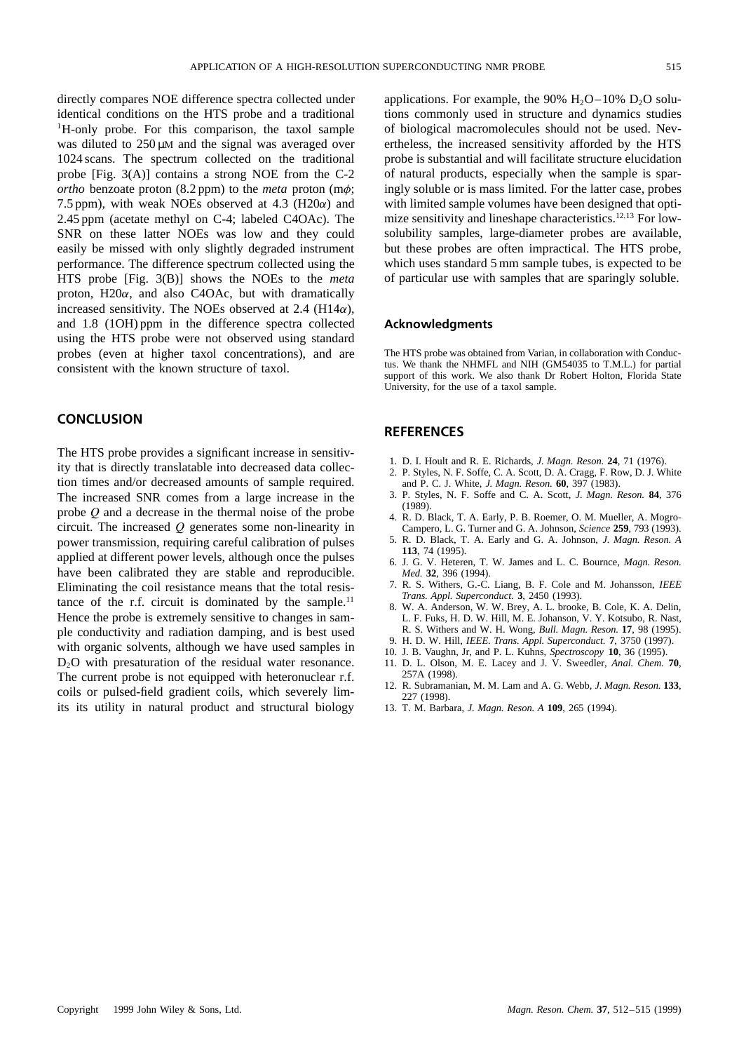directly compares NOE difference spectra collected under identical conditions on the HTS probe and a traditional $^{1}$H-only probe. For this comparison, the taxol sample was diluted to 250 μM and the signal was averaged over 1024 scans. The spectrum collected on the traditional probe [Fig. 3(A)] contains a strong NOE from the C-2 *ortho* benzoate proton (8.2 ppm) to the *meta* proton (m$\phi$; 7.5 ppm), with weak NOEs observed at 4.3 (H20$\alpha$) and 2.45 ppm (acetate methyl on C-4; labeled C4OAc). The SNR on these latter NOEs was low and they could easily be missed with only slightly degraded instrument performance. The difference spectrum collected using the HTS probe [Fig. 3(B)] shows the NOEs to the *meta* proton, H20$\alpha$, and also C4OAc, but with dramatically increased sensitivity. The NOEs observed at 2.4 (H14$\alpha$), and 1.8 (1OH) ppm in the difference spectra collected using the HTS probe were not observed using standard probes (even at higher taxol concentrations), and are consistent with the known structure of taxol.

## CONCLUSION

The HTS probe provides a significant increase in sensitivity that is directly translatable into decreased data collection times and/or decreased amounts of sample required. The increased SNR comes from a large increase in the probe $Q$ and a decrease in the thermal noise of the probe circuit. The increased $Q$ generates some non-linearity in power transmission, requiring careful calibration of pulses applied at different power levels, although once the pulses have been calibrated they are stable and reproducible. Eliminating the coil resistance means that the total resistance of the r.f. circuit is dominated by the sample.[11] Hence the probe is extremely sensitive to changes in sample conductivity and radiation damping, and is best used with organic solvents, although we have used samples in $D_2O$ with presaturation of the residual water resonance. The current probe is not equipped with heteronuclear r.f. coils or pulsed-field gradient coils, which severely limits its utility in natural product and structural biology applications. For example, the 90% $H_2O$–10% $D_2O$ solutions commonly used in structure and dynamics studies of biological macromolecules should not be used. Nevertheless, the increased sensitivity afforded by the HTS probe is substantial and will facilitate structure elucidation of natural products, especially when the sample is sparingly soluble or is mass limited. For the latter case, probes with limited sample volumes have been designed that optimize sensitivity and lineshape characteristics.[12,13] For low-solubility samples, large-diameter probes are available, but these probes are often impractical. The HTS probe, which uses standard 5 mm sample tubes, is expected to be of particular use with samples that are sparingly soluble.

### Acknowledgments

The HTS probe was obtained from Varian, in collaboration with Conductus. We thank the NHMFL and NIH (GM54035 to T.M.L.) for partial support of this work. We also thank Dr Robert Holton, Florida State University, for the use of a taxol sample.

## REFERENCES

1. D. I. Hoult and R. E. Richards, *J. Magn. Reson.* **24**, 71 (1976).
2. P. Styles, N. F. Soffe, C. A. Scott, D. A. Cragg, F. Row, D. J. White and P. C. J. White, *J. Magn. Reson.* **60**, 397 (1983).
3. P. Styles, N. F. Soffe and C. A. Scott, *J. Magn. Reson.* **84**, 376 (1989).
4. R. D. Black, T. A. Early, P. B. Roemer, O. M. Mueller, A. Mogro-Campero, L. G. Turner and G. A. Johnson, *Science* **259**, 793 (1993).
5. R. D. Black, T. A. Early and G. A. Johnson, *J. Magn. Reson. A* **113**, 74 (1995).
6. J. G. V. Heteren, T. W. James and L. C. Bournce, *Magn. Reson. Med.* **32**, 396 (1994).
7. R. S. Withers, G.-C. Liang, B. F. Cole and M. Johansson, *IEEE Trans. Appl. Superconduct.* **3**, 2450 (1993).
8. W. A. Anderson, W. W. Brey, A. L. brooke, B. Cole, K. A. Delin, L. F. Fuks, H. D. W. Hill, M. E. Johanson, V. Y. Kotsubo, R. Nast, R. S. Withers and W. H. Wong, *Bull. Magn. Reson.* **17**, 98 (1995).
9. H. D. W. Hill, *IEEE. Trans. Appl. Superconduct.* **7**, 3750 (1997).
10. J. B. Vaughn, Jr, and P. L. Kuhns, *Spectroscopy* **10**, 36 (1995).
11. D. L. Olson, M. E. Lacey and J. V. Sweedler, *Anal. Chem.* **70**, 257A (1998).
12. R. Subramanian, M. M. Lam and A. G. Webb, *J. Magn. Reson.* **133**, 227 (1998).
13. T. M. Barbara, *J. Magn. Reson. A* **109**, 265 (1994).